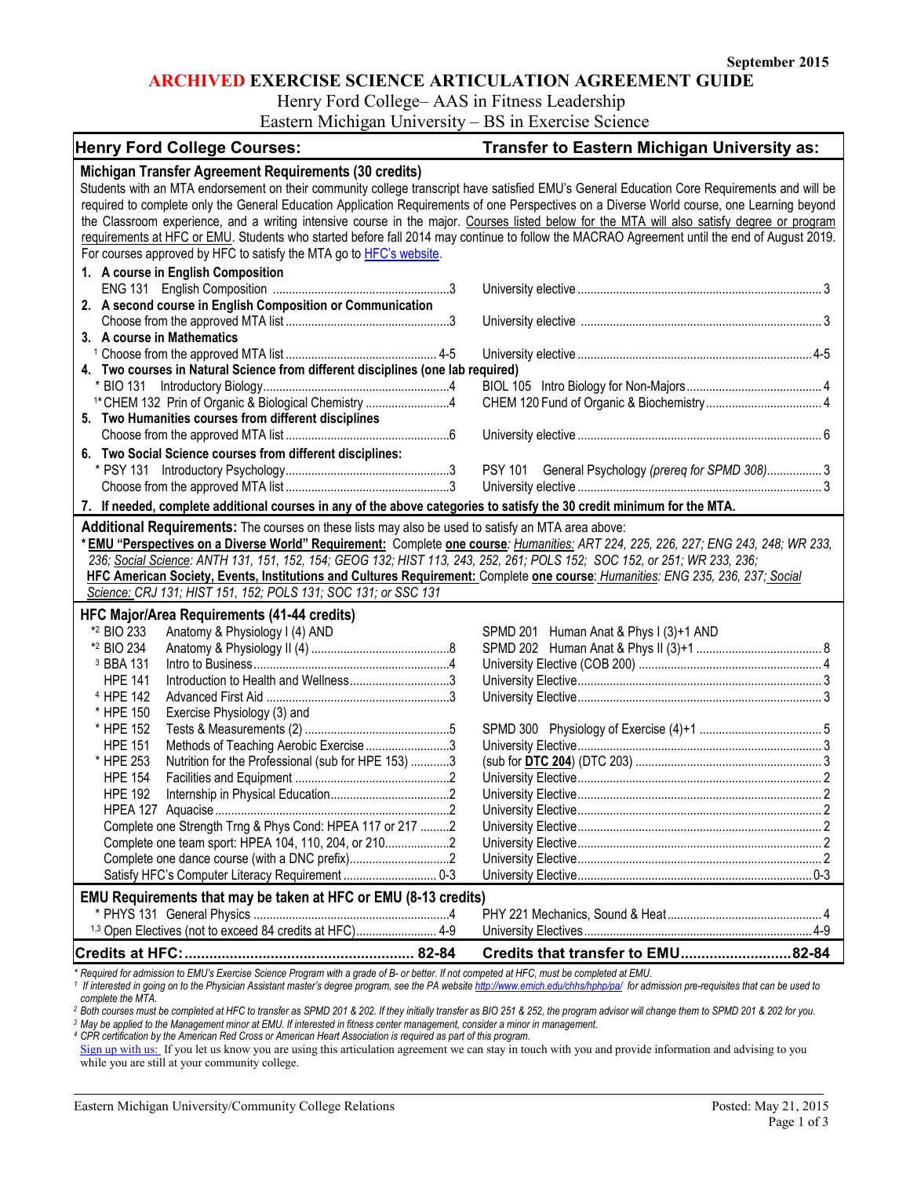September 2015

# ARCHIVED EXERCISE SCIENCE ARTICULATION AGREEMENT GUIDE

Henry Ford College– AAS in Fitness Leadership
Eastern Michigan University – BS in Exercise Science

| Henry Ford College Courses: | Transfer to Eastern Michigan University as: |
|---|---|
| **Michigan Transfer Agreement Requirements (30 credits)** | |
| Students with an MTA endorsement on their community college transcript have satisfied EMU's General Education Core Requirements and will be required to complete only the General Education Application Requirements of one Perspectives on a Diverse World course, one Learning beyond the Classroom experience, and a writing intensive course in the major. Courses listed below for the MTA will also satisfy degree or program requirements at HFC or EMU. Students who started before fall 2014 may continue to follow the MACRAO Agreement until the end of August 2019. For courses approved by HFC to satisfy the MTA go to HFC's website. | |
| **1. A course in English Composition** | |
| ENG 131 English Composition ... 3 | University elective ... 3 |
| **2. A second course in English Composition or Communication** | |
| Choose from the approved MTA list ... 3 | University elective ... 3 |
| **3. A course in Mathematics** | |
| [1] Choose from the approved MTA list ... 4-5 | University elective ... 4-5 |
| **4. Two courses in Natural Science from different disciplines (one lab required)** | |
| * BIO 131 Introductory Biology ... 4 | BIOL 105 Intro Biology for Non-Majors ... 4 |
| [1]* CHEM 132 Prin of Organic & Biological Chemistry ... 4 | CHEM 120 Fund of Organic & Biochemistry ... 4 |
| **5. Two Humanities courses from different disciplines** | |
| Choose from the approved MTA list ... 6 | University elective ... 6 |
| **6. Two Social Science courses from different disciplines:** | |
| * PSY 131 Introductory Psychology ... 3 | PSY 101 General Psychology *(prereq for SPMD 308)* ... 3 |
| Choose from the approved MTA list ... 3 | University elective ... 3 |
| **7. If needed, complete additional courses in any of the above categories to satisfy the 30 credit minimum for the MTA.** | |

**Additional Requirements:** The courses on these lists may also be used to satisfy an MTA area above:

* ***EMU "Perspectives on a Diverse World" Requirement:*** Complete **one course**: *Humanities: ART 224, 225, 226, 227; ENG 243, 248; WR 233, 236; Social Science: ANTH 131, 151, 152, 154; GEOG 132; HIST 113, 243, 252, 261; POLS 152; SOC 152, or 251; WR 233, 236;*

***HFC American Society, Events, Institutions and Cultures Requirement:*** Complete **one course**: *Humanities: ENG 235, 236, 237; Social Science: CRJ 131; HIST 151, 152; POLS 131; SOC 131; or SSC 131*

| Henry Ford College Courses | Transfer to Eastern Michigan University as |
|---|---|
| **HFC Major/Area Requirements (41-44 credits)** | |
| *[2] BIO 233 Anatomy & Physiology I (4) AND | SPMD 201 Human Anat & Phys I (3)+1 AND |
| *[2] BIO 234 Anatomy & Physiology II (4) ... 8 | SPMD 202 Human Anat & Phys II (3)+1 ... 8 |
| [3] BBA 131 Intro to Business ... 4 | University Elective (COB 200) ... 4 |
| HPE 141 Introduction to Health and Wellness ... 3 | University Elective ... 3 |
| [4] HPE 142 Advanced First Aid ... 3 | University Elective ... 3 |
| * HPE 150 Exercise Physiology (3) and | |
| * HPE 152 Tests & Measurements (2) ... 5 | SPMD 300 Physiology of Exercise (4)+1 ... 5 |
| HPE 151 Methods of Teaching Aerobic Exercise ... 3 | University Elective ... 3 |
| * HPE 253 Nutrition for the Professional (sub for HPE 153) ... 3 | (sub for **DTC 204**) (DTC 203) ... 3 |
| HPE 154 Facilities and Equipment ... 2 | University Elective ... 2 |
| HPE 192 Internship in Physical Education ... 2 | University Elective ... 2 |
| HPEA 127 Aquacise ... 2 | University Elective ... 2 |
| Complete one Strength Trng & Phys Cond: HPEA 117 or 217 ... 2 | University Elective ... 2 |
| Complete one team sport: HPEA 104, 110, 204, or 210 ... 2 | University Elective ... 2 |
| Complete one dance course (with a DNC prefix) ... 2 | University Elective ... 2 |
| Satisfy HFC's Computer Literacy Requirement ... 0-3 | University Elective ... 0-3 |
| **EMU Requirements that may be taken at HFC or EMU (8-13 credits)** | |
| * PHYS 131 General Physics ... 4 | PHY 221 Mechanics, Sound & Heat ... 4 |
| [1,3] Open Electives (not to exceed 84 credits at HFC) ... 4-9 | University Electives ... 4-9 |
| **Credits at HFC: ... 82-84** | **Credits that transfer to EMU ... 82-84** |

*\* Required for admission to EMU's Exercise Science Program with a grade of B- or better. If not competed at HFC, must be completed at EMU.*

*[1] If interested in going on to the Physician Assistant master's degree program, see the PA website http://www.emich.edu/chhs/hphp/pa/ for admission pre-requisites that can be used to complete the MTA.*

*[2] Both courses must be completed at HFC to transfer as SPMD 201 & 202. If they initially transfer as BIO 251 & 252, the program advisor will change them to SPMD 201 & 202 for you.*

*[3] May be applied to the Management minor at EMU. If interested in fitness center management, consider a minor in management.*

*[4] CPR certification by the American Red Cross or American Heart Association is required as part of this program.*

Sign up with us: If you let us know you are using this articulation agreement we can stay in touch with you and provide information and advising to you while you are still at your community college.

Eastern Michigan University/Community College Relations — Posted: May 21, 2015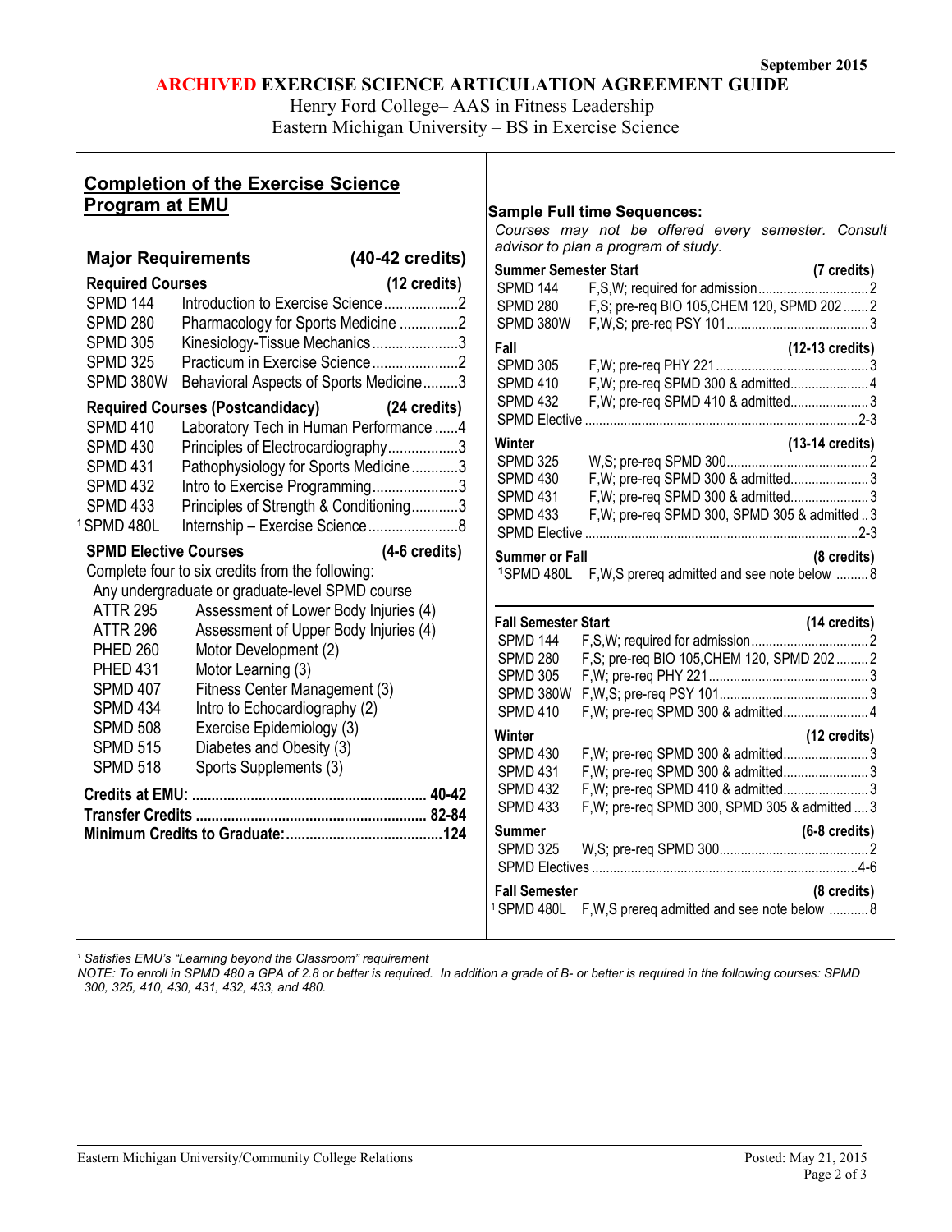September 2015

# ARCHIVED EXERCISE SCIENCE ARTICULATION AGREEMENT GUIDE

Henry Ford College– AAS in Fitness Leadership
Eastern Michigan University – BS in Exercise Science

## Completion of the Exercise Science Program at EMU

### Major Requirements (40-42 credits)

**Required Courses (12 credits)**

| Course | Title | Credits |
|---|---|---|
| SPMD 144 | Introduction to Exercise Science | 2 |
| SPMD 280 | Pharmacology for Sports Medicine | 2 |
| SPMD 305 | Kinesiology-Tissue Mechanics | 3 |
| SPMD 325 | Practicum in Exercise Science | 2 |
| SPMD 380W | Behavioral Aspects of Sports Medicine | 3 |

**Required Courses (Postcandidacy) (24 credits)**

| Course | Title | Credits |
|---|---|---|
| SPMD 410 | Laboratory Tech in Human Performance | 4 |
| SPMD 430 | Principles of Electrocardiography | 3 |
| SPMD 431 | Pathophysiology for Sports Medicine | 3 |
| SPMD 432 | Intro to Exercise Programming | 3 |
| SPMD 433 | Principles of Strength & Conditioning | 3 |
| [1] SPMD 480L | Internship – Exercise Science | 8 |

**SPMD Elective Courses (4-6 credits)**

Complete four to six credits from the following:

Any undergraduate or graduate-level SPMD course

| Course | Title |
|---|---|
| ATTR 295 | Assessment of Lower Body Injuries (4) |
| ATTR 296 | Assessment of Upper Body Injuries (4) |
| PHED 260 | Motor Development (2) |
| PHED 431 | Motor Learning (3) |
| SPMD 407 | Fitness Center Management (3) |
| SPMD 434 | Intro to Echocardiography (2) |
| SPMD 508 | Exercise Epidemiology (3) |
| SPMD 515 | Diabetes and Obesity (3) |
| SPMD 518 | Sports Supplements (3) |

**Credits at EMU: 40-42**
**Transfer Credits: 82-84**
**Minimum Credits to Graduate: 124**

### Sample Full time Sequences:

*Courses may not be offered every semester. Consult advisor to plan a program of study.*

**Summer Semester Start (7 credits)**

| Course | Notes | Credits |
|---|---|---|
| SPMD 144 | F,S,W; required for admission | 2 |
| SPMD 280 | F,S; pre-req BIO 105, CHEM 120, SPMD 202 | 2 |
| SPMD 380W | F,W,S; pre-req PSY 101 | 3 |

**Fall (12-13 credits)**

| Course | Notes | Credits |
|---|---|---|
| SPMD 305 | F,W; pre-req PHY 221 | 3 |
| SPMD 410 | F,W; pre-req SPMD 300 & admitted | 4 |
| SPMD 432 | F,W; pre-req SPMD 410 & admitted | 3 |
| SPMD Elective | | 2-3 |

**Winter (13-14 credits)**

| Course | Notes | Credits |
|---|---|---|
| SPMD 325 | W,S; pre-req SPMD 300 | 2 |
| SPMD 430 | F,W; pre-req SPMD 300 & admitted | 3 |
| SPMD 431 | F,W; pre-req SPMD 300 & admitted | 3 |
| SPMD 433 | F,W; pre-req SPMD 300, SPMD 305 & admitted | 3 |
| SPMD Elective | | 2-3 |

**Summer or Fall (8 credits)**

| Course | Notes | Credits |
|---|---|---|
| [1] SPMD 480L | F,W,S prereq admitted and see note below | 8 |

**Fall Semester Start (14 credits)**

| Course | Notes | Credits |
|---|---|---|
| SPMD 144 | F,S,W; required for admission | 2 |
| SPMD 280 | F,S; pre-req BIO 105, CHEM 120, SPMD 202 | 2 |
| SPMD 305 | F,W; pre-req PHY 221 | 3 |
| SPMD 380W | F,W,S; pre-req PSY 101 | 3 |
| SPMD 410 | F,W; pre-req SPMD 300 & admitted | 4 |

**Winter (12 credits)**

| Course | Notes | Credits |
|---|---|---|
| SPMD 430 | F,W; pre-req SPMD 300 & admitted | 3 |
| SPMD 431 | F,W; pre-req SPMD 300 & admitted | 3 |
| SPMD 432 | F,W; pre-req SPMD 410 & admitted | 3 |
| SPMD 433 | F,W; pre-req SPMD 300, SPMD 305 & admitted | 3 |

**Summer (6-8 credits)**

| Course | Notes | Credits |
|---|---|---|
| SPMD 325 | W,S; pre-req SPMD 300 | 2 |
| SPMD Electives | | 4-6 |

**Fall Semester (8 credits)**

| Course | Notes | Credits |
|---|---|---|
| [1] SPMD 480L | F,W,S prereq admitted and see note below | 8 |

*[1] Satisfies EMU's "Learning beyond the Classroom" requirement*

*NOTE: To enroll in SPMD 480 a GPA of 2.8 or better is required. In addition a grade of B- or better is required in the following courses: SPMD 300, 325, 410, 430, 431, 432, 433, and 480.*

Eastern Michigan University/Community College Relations — Posted: May 21, 2015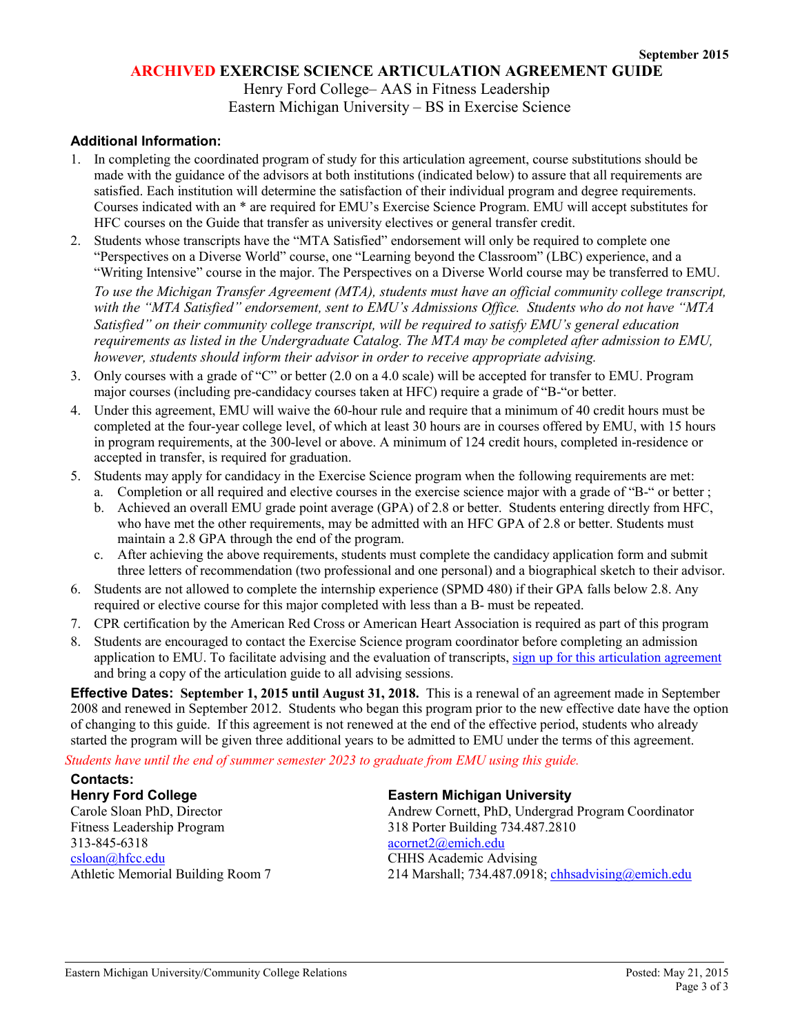September 2015

# ARCHIVED EXERCISE SCIENCE ARTICULATION AGREEMENT GUIDE

Henry Ford College– AAS in Fitness Leadership
Eastern Michigan University – BS in Exercise Science

### Additional Information:

1. In completing the coordinated program of study for this articulation agreement, course substitutions should be made with the guidance of the advisors at both institutions (indicated below) to assure that all requirements are satisfied. Each institution will determine the satisfaction of their individual program and degree requirements. Courses indicated with an * are required for EMU's Exercise Science Program. EMU will accept substitutes for HFC courses on the Guide that transfer as university electives or general transfer credit.
2. Students whose transcripts have the "MTA Satisfied" endorsement will only be required to complete one "Perspectives on a Diverse World" course, one "Learning beyond the Classroom" (LBC) experience, and a "Writing Intensive" course in the major. The Perspectives on a Diverse World course may be transferred to EMU.

   *To use the Michigan Transfer Agreement (MTA), students must have an official community college transcript, with the "MTA Satisfied" endorsement, sent to EMU's Admissions Office. Students who do not have "MTA Satisfied" on their community college transcript, will be required to satisfy EMU's general education requirements as listed in the Undergraduate Catalog. The MTA may be completed after admission to EMU, however, students should inform their advisor in order to receive appropriate advising.*
3. Only courses with a grade of "C" or better (2.0 on a 4.0 scale) will be accepted for transfer to EMU. Program major courses (including pre-candidacy courses taken at HFC) require a grade of "B-"or better.
4. Under this agreement, EMU will waive the 60-hour rule and require that a minimum of 40 credit hours must be completed at the four-year college level, of which at least 30 hours are in courses offered by EMU, with 15 hours in program requirements, at the 300-level or above. A minimum of 124 credit hours, completed in-residence or accepted in transfer, is required for graduation.
5. Students may apply for candidacy in the Exercise Science program when the following requirements are met:
   a. Completion or all required and elective courses in the exercise science major with a grade of "B-" or better ;
   b. Achieved an overall EMU grade point average (GPA) of 2.8 or better. Students entering directly from HFC, who have met the other requirements, may be admitted with an HFC GPA of 2.8 or better. Students must maintain a 2.8 GPA through the end of the program.
   c. After achieving the above requirements, students must complete the candidacy application form and submit three letters of recommendation (two professional and one personal) and a biographical sketch to their advisor.
6. Students are not allowed to complete the internship experience (SPMD 480) if their GPA falls below 2.8. Any required or elective course for this major completed with less than a B- must be repeated.
7. CPR certification by the American Red Cross or American Heart Association is required as part of this program
8. Students are encouraged to contact the Exercise Science program coordinator before completing an admission application to EMU. To facilitate advising and the evaluation of transcripts, sign up for this articulation agreement and bring a copy of the articulation guide to all advising sessions.

**Effective Dates: September 1, 2015 until August 31, 2018.** This is a renewal of an agreement made in September 2008 and renewed in September 2012. Students who began this program prior to the new effective date have the option of changing to this guide. If this agreement is not renewed at the end of the effective period, students who already started the program will be given three additional years to be admitted to EMU under the terms of this agreement.

*Students have until the end of summer semester 2023 to graduate from EMU using this guide.*

### Contacts:

**Henry Ford College**
Carole Sloan PhD, Director
Fitness Leadership Program
313-845-6318
csloan@hfcc.edu
Athletic Memorial Building Room 7

**Eastern Michigan University**
Andrew Cornett, PhD, Undergrad Program Coordinator
318 Porter Building 734.487.2810
acornet2@emich.edu
CHHS Academic Advising
214 Marshall; 734.487.0918; chhsadvising@emich.edu